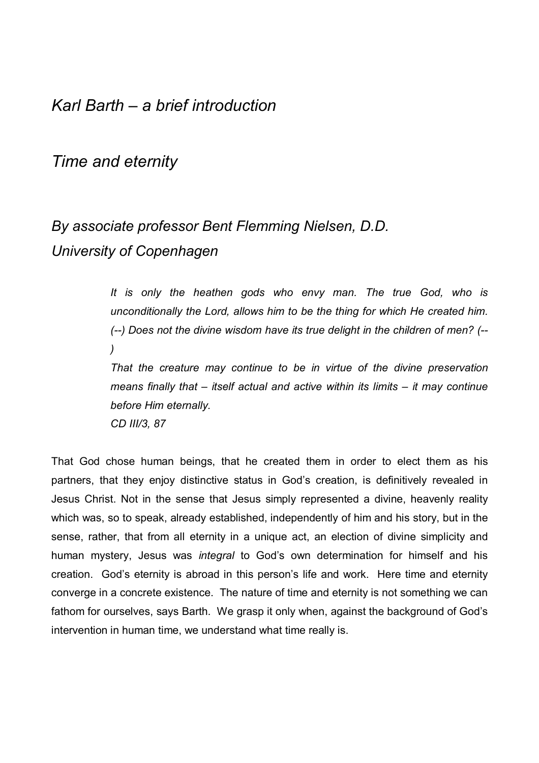# *Karl Barth – a brief introduction*

## *Time and eternity*

### *By associate professor Bent Flemming Nielsen, D.D.*
### *University of Copenhagen*

> *It is only the heathen gods who envy man. The true God, who is unconditionally the Lord, allows him to be the thing for which He created him. (--) Does not the divine wisdom have its true delight in the children of men? (--)*
>
> *That the creature may continue to be in virtue of the divine preservation means finally that – itself actual and active within its limits – it may continue before Him eternally.*
>
> *CD III/3, 87*

That God chose human beings, that he created them in order to elect them as his partners, that they enjoy distinctive status in God's creation, is definitively revealed in Jesus Christ. Not in the sense that Jesus simply represented a divine, heavenly reality which was, so to speak, already established, independently of him and his story, but in the sense, rather, that from all eternity in a unique act, an election of divine simplicity and human mystery, Jesus was *integral* to God's own determination for himself and his creation. God's eternity is abroad in this person's life and work. Here time and eternity converge in a concrete existence. The nature of time and eternity is not something we can fathom for ourselves, says Barth. We grasp it only when, against the background of God's intervention in human time, we understand what time really is.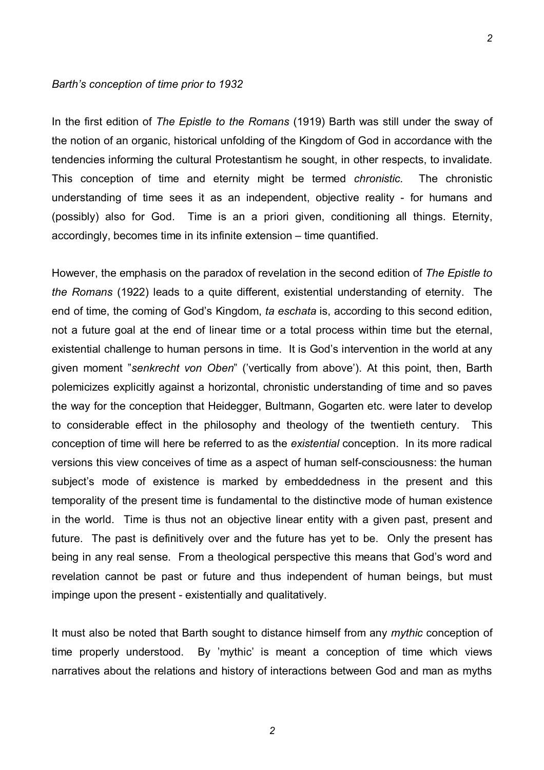*Barth's conception of time prior to 1932*

In the first edition of *The Epistle to the Romans* (1919) Barth was still under the sway of the notion of an organic, historical unfolding of the Kingdom of God in accordance with the tendencies informing the cultural Protestantism he sought, in other respects, to invalidate. This conception of time and eternity might be termed *chronistic*. The chronistic understanding of time sees it as an independent, objective reality - for humans and (possibly) also for God. Time is an a priori given, conditioning all things. Eternity, accordingly, becomes time in its infinite extension – time quantified.

However, the emphasis on the paradox of revelation in the second edition of *The Epistle to the Romans* (1922) leads to a quite different, existential understanding of eternity. The end of time, the coming of God's Kingdom, *ta eschata* is, according to this second edition, not a future goal at the end of linear time or a total process within time but the eternal, existential challenge to human persons in time. It is God's intervention in the world at any given moment "*senkrecht von Oben*" ('vertically from above'). At this point, then, Barth polemicizes explicitly against a horizontal, chronistic understanding of time and so paves the way for the conception that Heidegger, Bultmann, Gogarten etc. were later to develop to considerable effect in the philosophy and theology of the twentieth century. This conception of time will here be referred to as the *existential* conception. In its more radical versions this view conceives of time as a aspect of human self-consciousness: the human subject's mode of existence is marked by embeddedness in the present and this temporality of the present time is fundamental to the distinctive mode of human existence in the world. Time is thus not an objective linear entity with a given past, present and future. The past is definitively over and the future has yet to be. Only the present has being in any real sense. From a theological perspective this means that God's word and revelation cannot be past or future and thus independent of human beings, but must impinge upon the present - existentially and qualitatively.

It must also be noted that Barth sought to distance himself from any *mythic* conception of time properly understood. By 'mythic' is meant a conception of time which views narratives about the relations and history of interactions between God and man as myths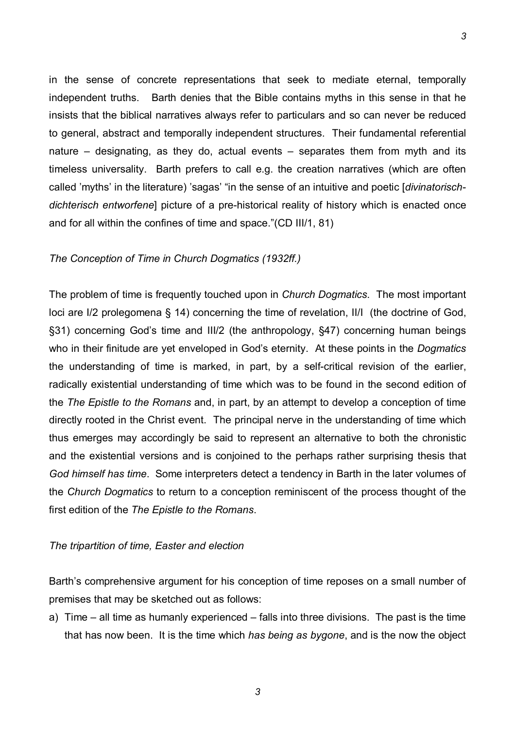in the sense of concrete representations that seek to mediate eternal, temporally independent truths. Barth denies that the Bible contains myths in this sense in that he insists that the biblical narratives always refer to particulars and so can never be reduced to general, abstract and temporally independent structures. Their fundamental referential nature – designating, as they do, actual events – separates them from myth and its timeless universality. Barth prefers to call e.g. the creation narratives (which are often called 'myths' in the literature) 'sagas' "in the sense of an intuitive and poetic [*divinatorisch-dichterisch entworfene*] picture of a pre-historical reality of history which is enacted once and for all within the confines of time and space."(CD III/1, 81)

*The Conception of Time in Church Dogmatics (1932ff.)*

The problem of time is frequently touched upon in *Church Dogmatics*. The most important loci are I/2 prolegomena § 14) concerning the time of revelation, II/I (the doctrine of God, §31) concerning God's time and III/2 (the anthropology, §47) concerning human beings who in their finitude are yet enveloped in God's eternity. At these points in the *Dogmatics* the understanding of time is marked, in part, by a self-critical revision of the earlier, radically existential understanding of time which was to be found in the second edition of the *The Epistle to the Romans* and, in part, by an attempt to develop a conception of time directly rooted in the Christ event. The principal nerve in the understanding of time which thus emerges may accordingly be said to represent an alternative to both the chronistic and the existential versions and is conjoined to the perhaps rather surprising thesis that *God himself has time*. Some interpreters detect a tendency in Barth in the later volumes of the *Church Dogmatics* to return to a conception reminiscent of the process thought of the first edition of the *The Epistle to the Romans*.

*The tripartition of time, Easter and election*

Barth's comprehensive argument for his conception of time reposes on a small number of premises that may be sketched out as follows:

a) Time – all time as humanly experienced – falls into three divisions. The past is the time that has now been. It is the time which *has being as bygone*, and is the now the object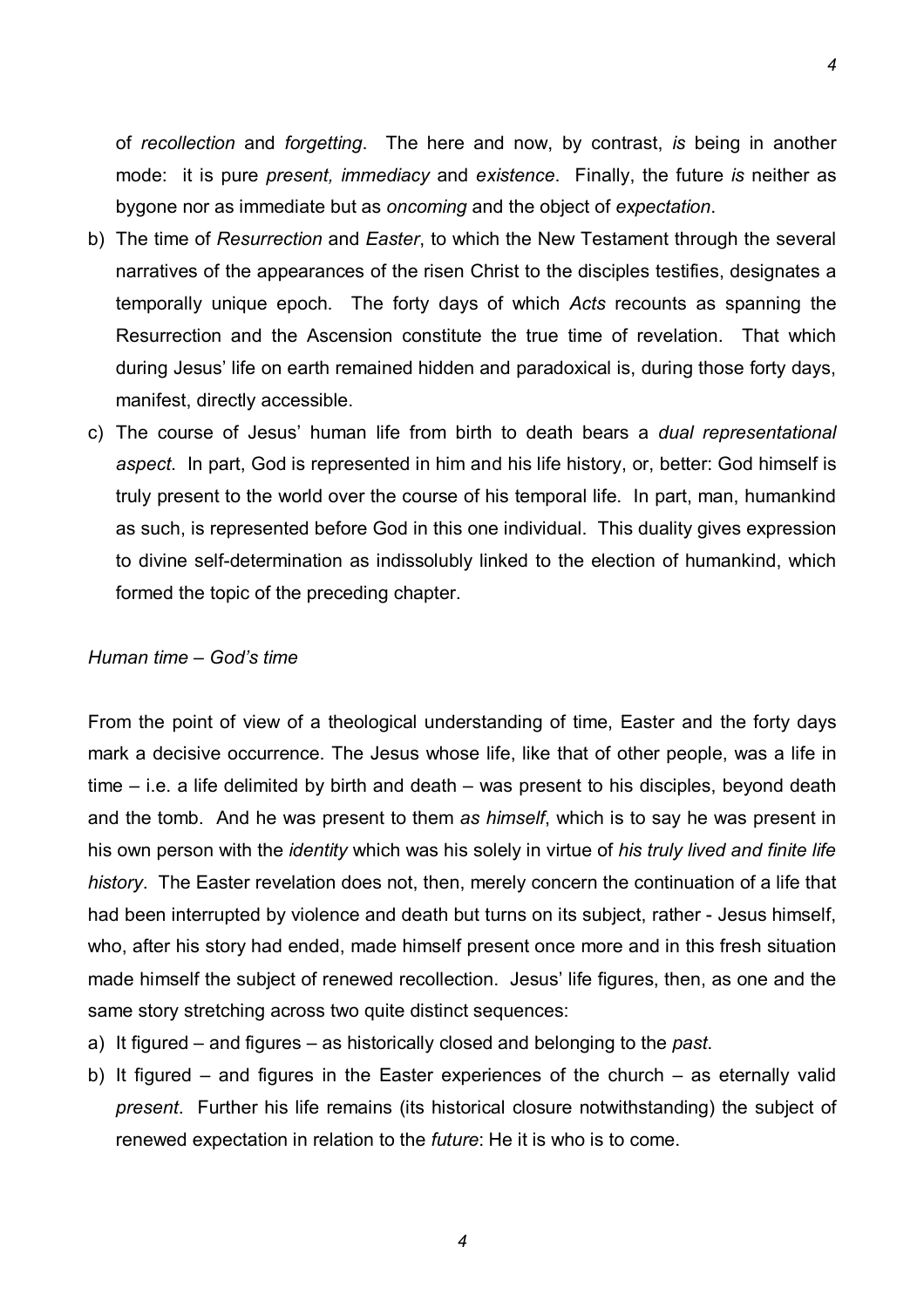of *recollection* and *forgetting*. The here and now, by contrast, *is* being in another mode: it is pure *present, immediacy* and *existence*. Finally, the future *is* neither as bygone nor as immediate but as *oncoming* and the object of *expectation*.

b) The time of *Resurrection* and *Easter*, to which the New Testament through the several narratives of the appearances of the risen Christ to the disciples testifies, designates a temporally unique epoch. The forty days of which *Acts* recounts as spanning the Resurrection and the Ascension constitute the true time of revelation. That which during Jesus' life on earth remained hidden and paradoxical is, during those forty days, manifest, directly accessible.

c) The course of Jesus' human life from birth to death bears a *dual representational aspect*. In part, God is represented in him and his life history, or, better: God himself is truly present to the world over the course of his temporal life. In part, man, humankind as such, is represented before God in this one individual. This duality gives expression to divine self-determination as indissolubly linked to the election of humankind, which formed the topic of the preceding chapter.

*Human time – God's time*

From the point of view of a theological understanding of time, Easter and the forty days mark a decisive occurrence. The Jesus whose life, like that of other people, was a life in time – i.e. a life delimited by birth and death – was present to his disciples, beyond death and the tomb. And he was present to them *as himself*, which is to say he was present in his own person with the *identity* which was his solely in virtue of *his truly lived and finite life history*. The Easter revelation does not, then, merely concern the continuation of a life that had been interrupted by violence and death but turns on its subject, rather - Jesus himself, who, after his story had ended, made himself present once more and in this fresh situation made himself the subject of renewed recollection. Jesus' life figures, then, as one and the same story stretching across two quite distinct sequences:

a) It figured – and figures – as historically closed and belonging to the *past*.

b) It figured – and figures in the Easter experiences of the church – as eternally valid *present*. Further his life remains (its historical closure notwithstanding) the subject of renewed expectation in relation to the *future*: He it is who is to come.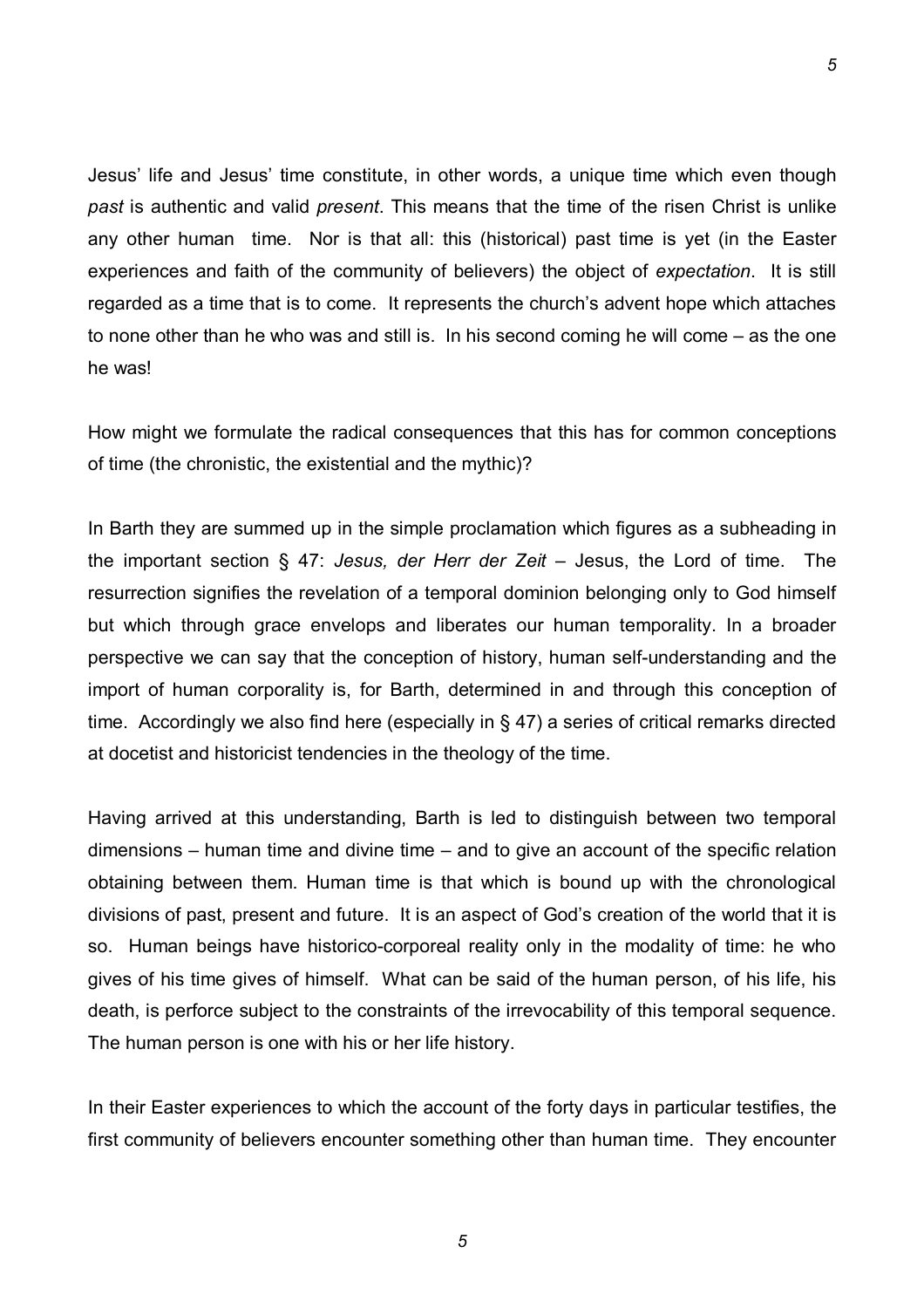Jesus' life and Jesus' time constitute, in other words, a unique time which even though *past* is authentic and valid *present*. This means that the time of the risen Christ is unlike any other human time. Nor is that all: this (historical) past time is yet (in the Easter experiences and faith of the community of believers) the object of *expectation*. It is still regarded as a time that is to come. It represents the church's advent hope which attaches to none other than he who was and still is. In his second coming he will come – as the one he was!

How might we formulate the radical consequences that this has for common conceptions of time (the chronistic, the existential and the mythic)?

In Barth they are summed up in the simple proclamation which figures as a subheading in the important section § 47: *Jesus, der Herr der Zeit* – Jesus, the Lord of time. The resurrection signifies the revelation of a temporal dominion belonging only to God himself but which through grace envelops and liberates our human temporality. In a broader perspective we can say that the conception of history, human self-understanding and the import of human corporality is, for Barth, determined in and through this conception of time. Accordingly we also find here (especially in § 47) a series of critical remarks directed at docetist and historicist tendencies in the theology of the time.

Having arrived at this understanding, Barth is led to distinguish between two temporal dimensions – human time and divine time – and to give an account of the specific relation obtaining between them. Human time is that which is bound up with the chronological divisions of past, present and future. It is an aspect of God's creation of the world that it is so. Human beings have historico-corporeal reality only in the modality of time: he who gives of his time gives of himself. What can be said of the human person, of his life, his death, is perforce subject to the constraints of the irrevocability of this temporal sequence. The human person is one with his or her life history.

In their Easter experiences to which the account of the forty days in particular testifies, the first community of believers encounter something other than human time. They encounter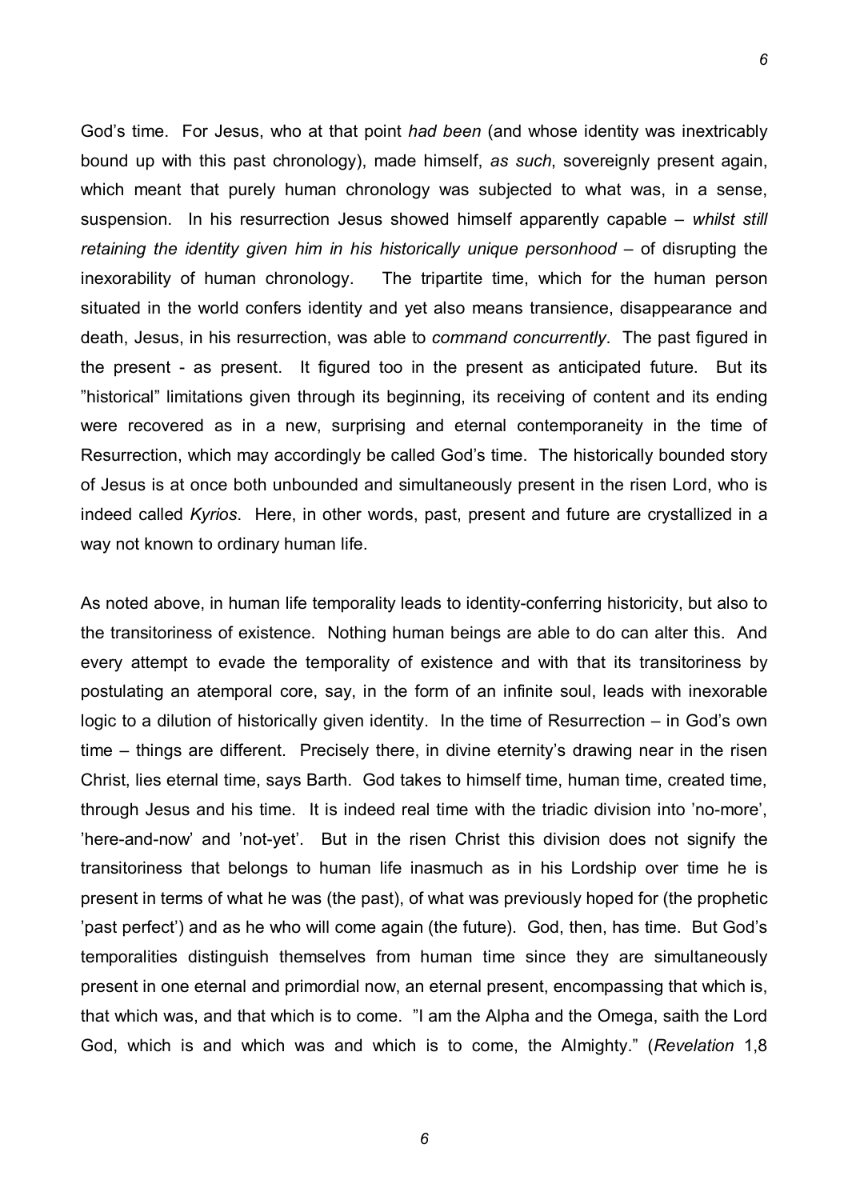God's time. For Jesus, who at that point *had been* (and whose identity was inextricably bound up with this past chronology), made himself, *as such*, sovereignly present again, which meant that purely human chronology was subjected to what was, in a sense, suspension. In his resurrection Jesus showed himself apparently capable – *whilst still retaining the identity given him in his historically unique personhood* – of disrupting the inexorability of human chronology. The tripartite time, which for the human person situated in the world confers identity and yet also means transience, disappearance and death, Jesus, in his resurrection, was able to *command concurrently*. The past figured in the present - as present. It figured too in the present as anticipated future. But its "historical" limitations given through its beginning, its receiving of content and its ending were recovered as in a new, surprising and eternal contemporaneity in the time of Resurrection, which may accordingly be called God's time. The historically bounded story of Jesus is at once both unbounded and simultaneously present in the risen Lord, who is indeed called *Kyrios*. Here, in other words, past, present and future are crystallized in a way not known to ordinary human life.

As noted above, in human life temporality leads to identity-conferring historicity, but also to the transitoriness of existence. Nothing human beings are able to do can alter this. And every attempt to evade the temporality of existence and with that its transitoriness by postulating an atemporal core, say, in the form of an infinite soul, leads with inexorable logic to a dilution of historically given identity. In the time of Resurrection – in God's own time – things are different. Precisely there, in divine eternity's drawing near in the risen Christ, lies eternal time, says Barth. God takes to himself time, human time, created time, through Jesus and his time. It is indeed real time with the triadic division into 'no-more', 'here-and-now' and 'not-yet'. But in the risen Christ this division does not signify the transitoriness that belongs to human life inasmuch as in his Lordship over time he is present in terms of what he was (the past), of what was previously hoped for (the prophetic 'past perfect') and as he who will come again (the future). God, then, has time. But God's temporalities distinguish themselves from human time since they are simultaneously present in one eternal and primordial now, an eternal present, encompassing that which is, that which was, and that which is to come. "I am the Alpha and the Omega, saith the Lord God, which is and which was and which is to come, the Almighty." (*Revelation* 1,8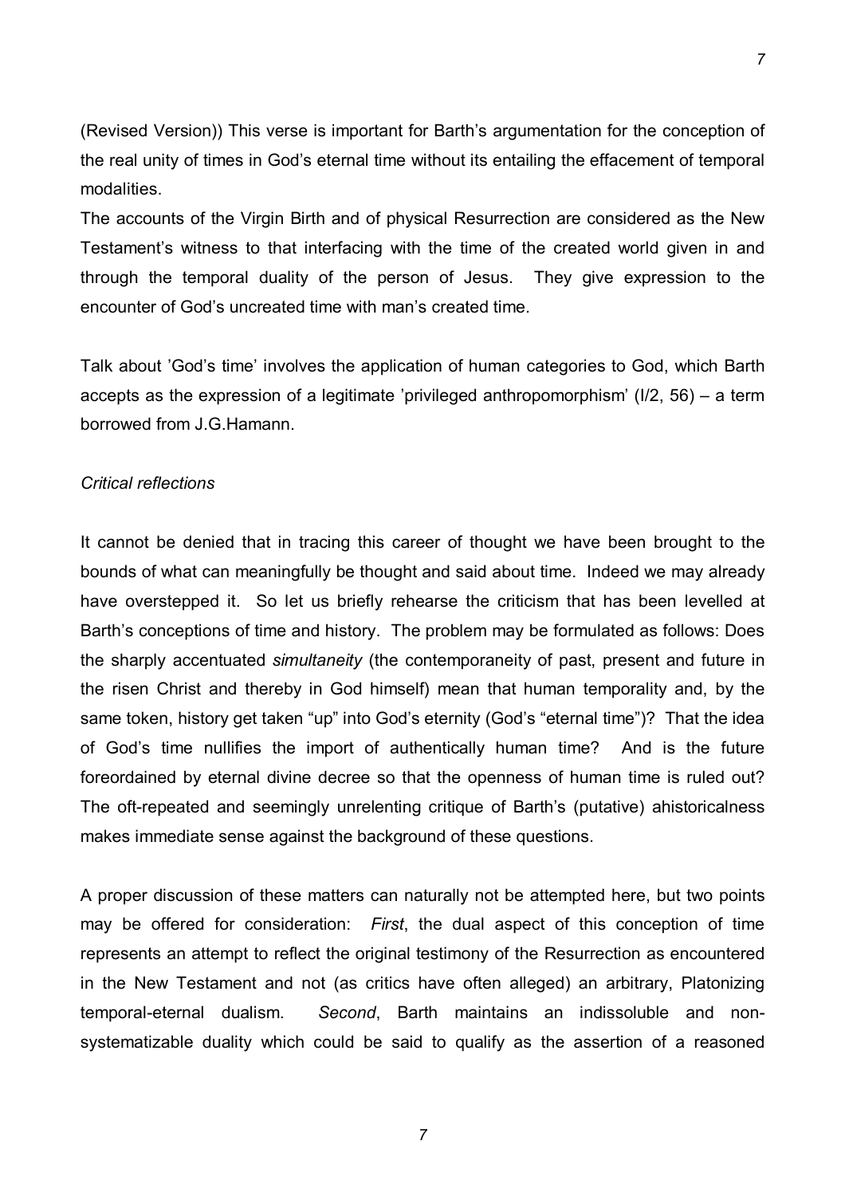(Revised Version)) This verse is important for Barth's argumentation for the conception of the real unity of times in God's eternal time without its entailing the effacement of temporal modalities.

The accounts of the Virgin Birth and of physical Resurrection are considered as the New Testament's witness to that interfacing with the time of the created world given in and through the temporal duality of the person of Jesus. They give expression to the encounter of God's uncreated time with man's created time.

Talk about 'God's time' involves the application of human categories to God, which Barth accepts as the expression of a legitimate 'privileged anthropomorphism' (I/2, 56) – a term borrowed from J.G.Hamann.

*Critical reflections*

It cannot be denied that in tracing this career of thought we have been brought to the bounds of what can meaningfully be thought and said about time. Indeed we may already have overstepped it. So let us briefly rehearse the criticism that has been levelled at Barth's conceptions of time and history. The problem may be formulated as follows: Does the sharply accentuated *simultaneity* (the contemporaneity of past, present and future in the risen Christ and thereby in God himself) mean that human temporality and, by the same token, history get taken "up" into God's eternity (God's "eternal time")? That the idea of God's time nullifies the import of authentically human time? And is the future foreordained by eternal divine decree so that the openness of human time is ruled out? The oft-repeated and seemingly unrelenting critique of Barth's (putative) ahistoricalness makes immediate sense against the background of these questions.

A proper discussion of these matters can naturally not be attempted here, but two points may be offered for consideration: *First*, the dual aspect of this conception of time represents an attempt to reflect the original testimony of the Resurrection as encountered in the New Testament and not (as critics have often alleged) an arbitrary, Platonizing temporal-eternal dualism. *Second*, Barth maintains an indissoluble and non-systematizable duality which could be said to qualify as the assertion of a reasoned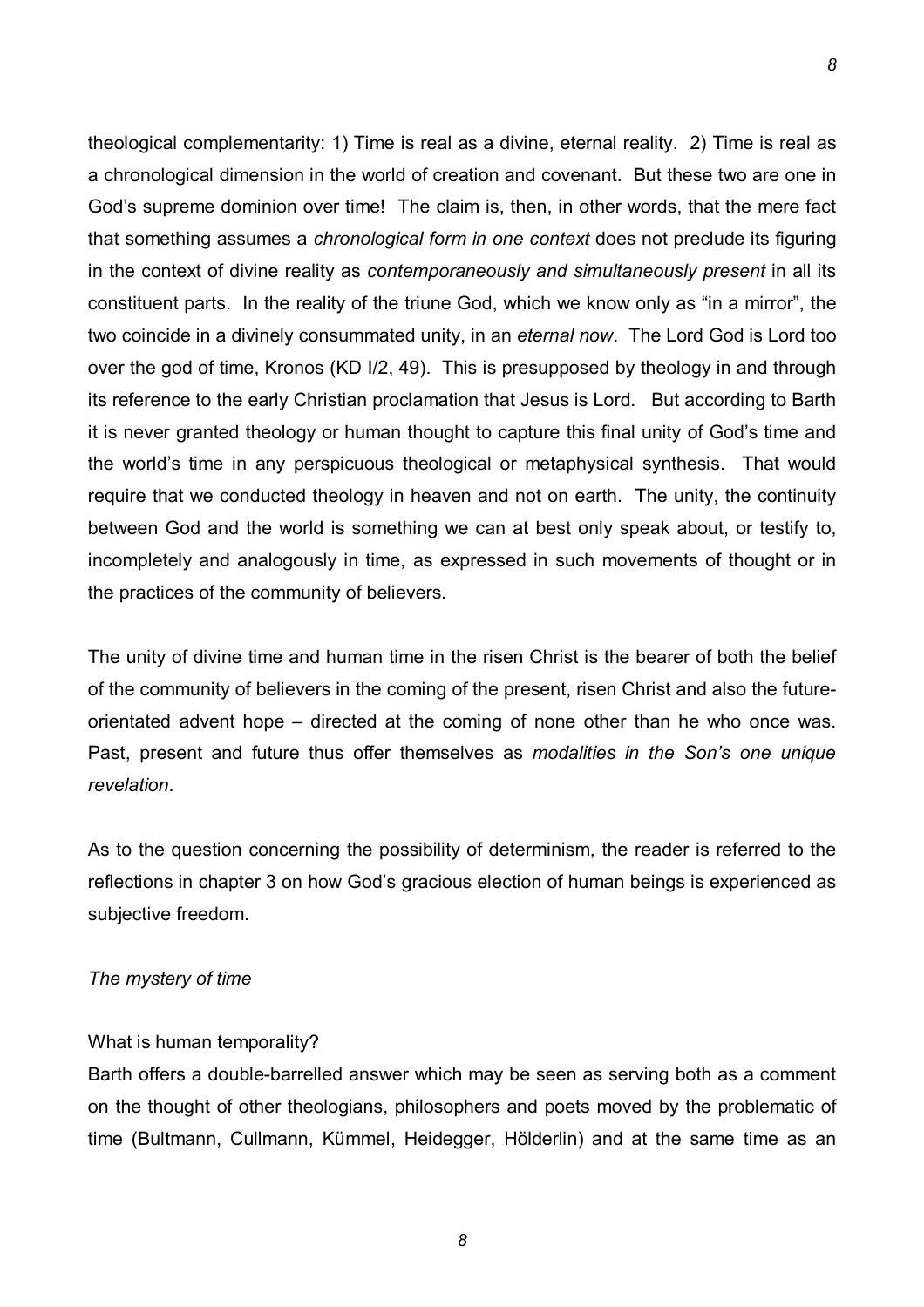theological complementarity: 1) Time is real as a divine, eternal reality. 2) Time is real as a chronological dimension in the world of creation and covenant. But these two are one in God's supreme dominion over time! The claim is, then, in other words, that the mere fact that something assumes a *chronological form in one context* does not preclude its figuring in the context of divine reality as *contemporaneously and simultaneously present* in all its constituent parts. In the reality of the triune God, which we know only as "in a mirror", the two coincide in a divinely consummated unity, in an *eternal now*. The Lord God is Lord too over the god of time, Kronos (KD I/2, 49). This is presupposed by theology in and through its reference to the early Christian proclamation that Jesus is Lord. But according to Barth it is never granted theology or human thought to capture this final unity of God's time and the world's time in any perspicuous theological or metaphysical synthesis. That would require that we conducted theology in heaven and not on earth. The unity, the continuity between God and the world is something we can at best only speak about, or testify to, incompletely and analogously in time, as expressed in such movements of thought or in the practices of the community of believers.

The unity of divine time and human time in the risen Christ is the bearer of both the belief of the community of believers in the coming of the present, risen Christ and also the future-orientated advent hope – directed at the coming of none other than he who once was. Past, present and future thus offer themselves as *modalities in the Son's one unique revelation*.

As to the question concerning the possibility of determinism, the reader is referred to the reflections in chapter 3 on how God's gracious election of human beings is experienced as subjective freedom.

*The mystery of time*

What is human temporality?

Barth offers a double-barrelled answer which may be seen as serving both as a comment on the thought of other theologians, philosophers and poets moved by the problematic of time (Bultmann, Cullmann, Kümmel, Heidegger, Hölderlin) and at the same time as an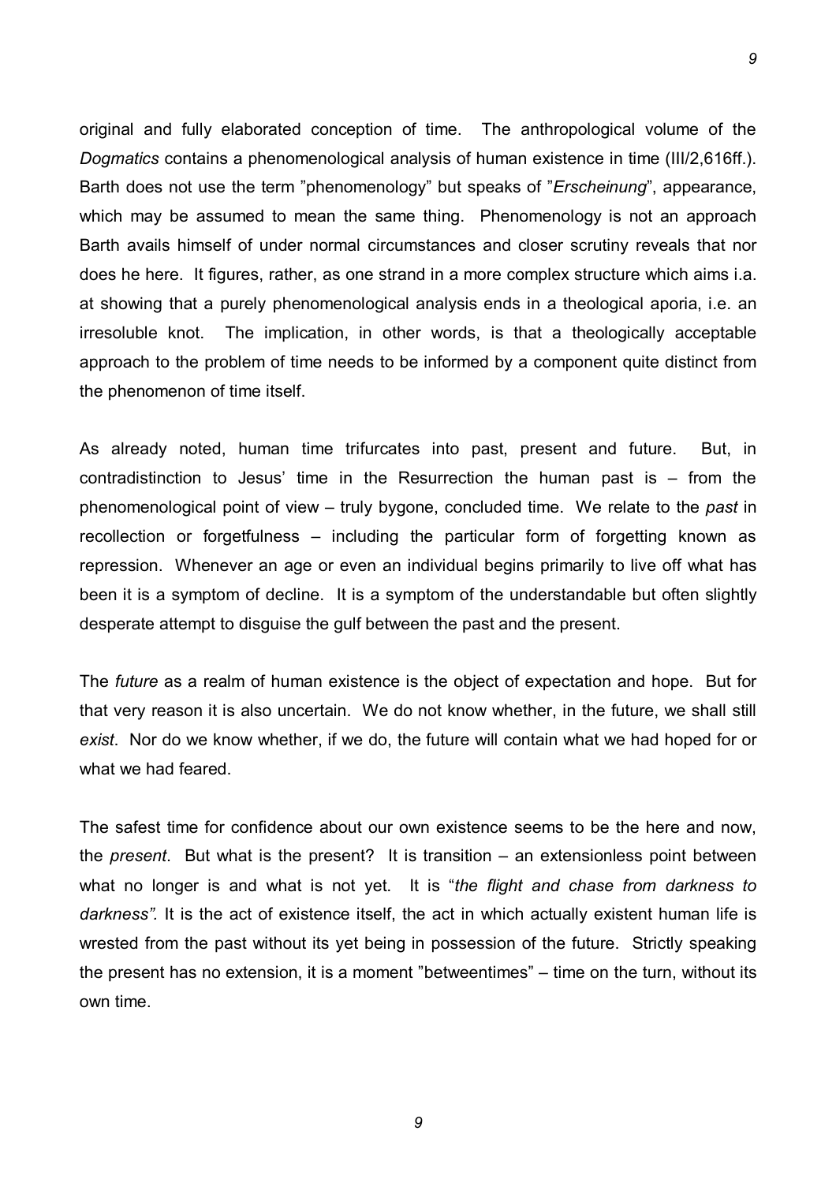original and fully elaborated conception of time. The anthropological volume of the *Dogmatics* contains a phenomenological analysis of human existence in time (III/2,616ff.). Barth does not use the term ”phenomenology” but speaks of ”*Erscheinung*”, appearance, which may be assumed to mean the same thing. Phenomenology is not an approach Barth avails himself of under normal circumstances and closer scrutiny reveals that nor does he here. It figures, rather, as one strand in a more complex structure which aims i.a. at showing that a purely phenomenological analysis ends in a theological aporia, i.e. an irresoluble knot. The implication, in other words, is that a theologically acceptable approach to the problem of time needs to be informed by a component quite distinct from the phenomenon of time itself.

As already noted, human time trifurcates into past, present and future. But, in contradistinction to Jesus' time in the Resurrection the human past is – from the phenomenological point of view – truly bygone, concluded time. We relate to the *past* in recollection or forgetfulness – including the particular form of forgetting known as repression. Whenever an age or even an individual begins primarily to live off what has been it is a symptom of decline. It is a symptom of the understandable but often slightly desperate attempt to disguise the gulf between the past and the present.

The *future* as a realm of human existence is the object of expectation and hope. But for that very reason it is also uncertain. We do not know whether, in the future, we shall still *exist*. Nor do we know whether, if we do, the future will contain what we had hoped for or what we had feared.

The safest time for confidence about our own existence seems to be the here and now, the *present*. But what is the present? It is transition – an extensionless point between what no longer is and what is not yet. It is "*the flight and chase from darkness to darkness".* It is the act of existence itself, the act in which actually existent human life is wrested from the past without its yet being in possession of the future. Strictly speaking the present has no extension, it is a moment ”betweentimes” – time on the turn, without its own time.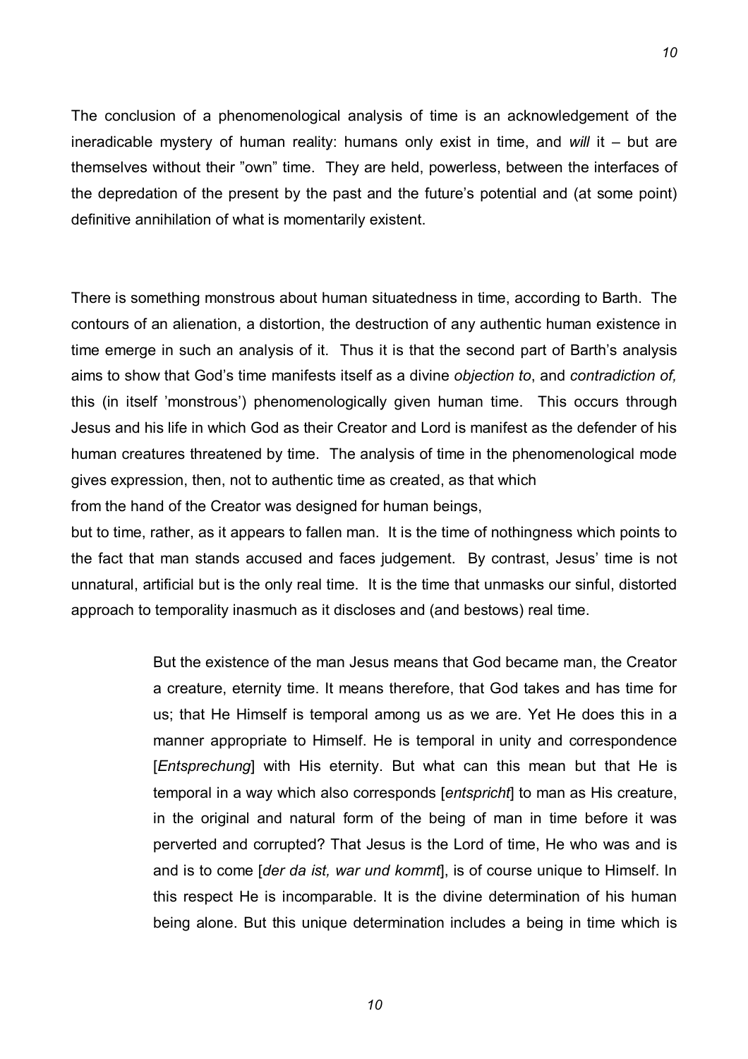The conclusion of a phenomenological analysis of time is an acknowledgement of the ineradicable mystery of human reality: humans only exist in time, and *will* it – but are themselves without their "own" time. They are held, powerless, between the interfaces of the depredation of the present by the past and the future's potential and (at some point) definitive annihilation of what is momentarily existent.

There is something monstrous about human situatedness in time, according to Barth. The contours of an alienation, a distortion, the destruction of any authentic human existence in time emerge in such an analysis of it. Thus it is that the second part of Barth's analysis aims to show that God's time manifests itself as a divine *objection to*, and *contradiction of,* this (in itself 'monstrous') phenomenologically given human time. This occurs through Jesus and his life in which God as their Creator and Lord is manifest as the defender of his human creatures threatened by time. The analysis of time in the phenomenological mode gives expression, then, not to authentic time as created, as that which from the hand of the Creator was designed for human beings, but to time, rather, as it appears to fallen man. It is the time of nothingness which points to the fact that man stands accused and faces judgement. By contrast, Jesus' time is not unnatural, artificial but is the only real time. It is the time that unmasks our sinful, distorted approach to temporality inasmuch as it discloses and (and bestows) real time.

> But the existence of the man Jesus means that God became man, the Creator a creature, eternity time. It means therefore, that God takes and has time for us; that He Himself is temporal among us as we are. Yet He does this in a manner appropriate to Himself. He is temporal in unity and correspondence [*Entsprechung*] with His eternity. But what can this mean but that He is temporal in a way which also corresponds [*entspricht*] to man as His creature, in the original and natural form of the being of man in time before it was perverted and corrupted? That Jesus is the Lord of time, He who was and is and is to come [*der da ist, war und kommt*], is of course unique to Himself. In this respect He is incomparable. It is the divine determination of his human being alone. But this unique determination includes a being in time which is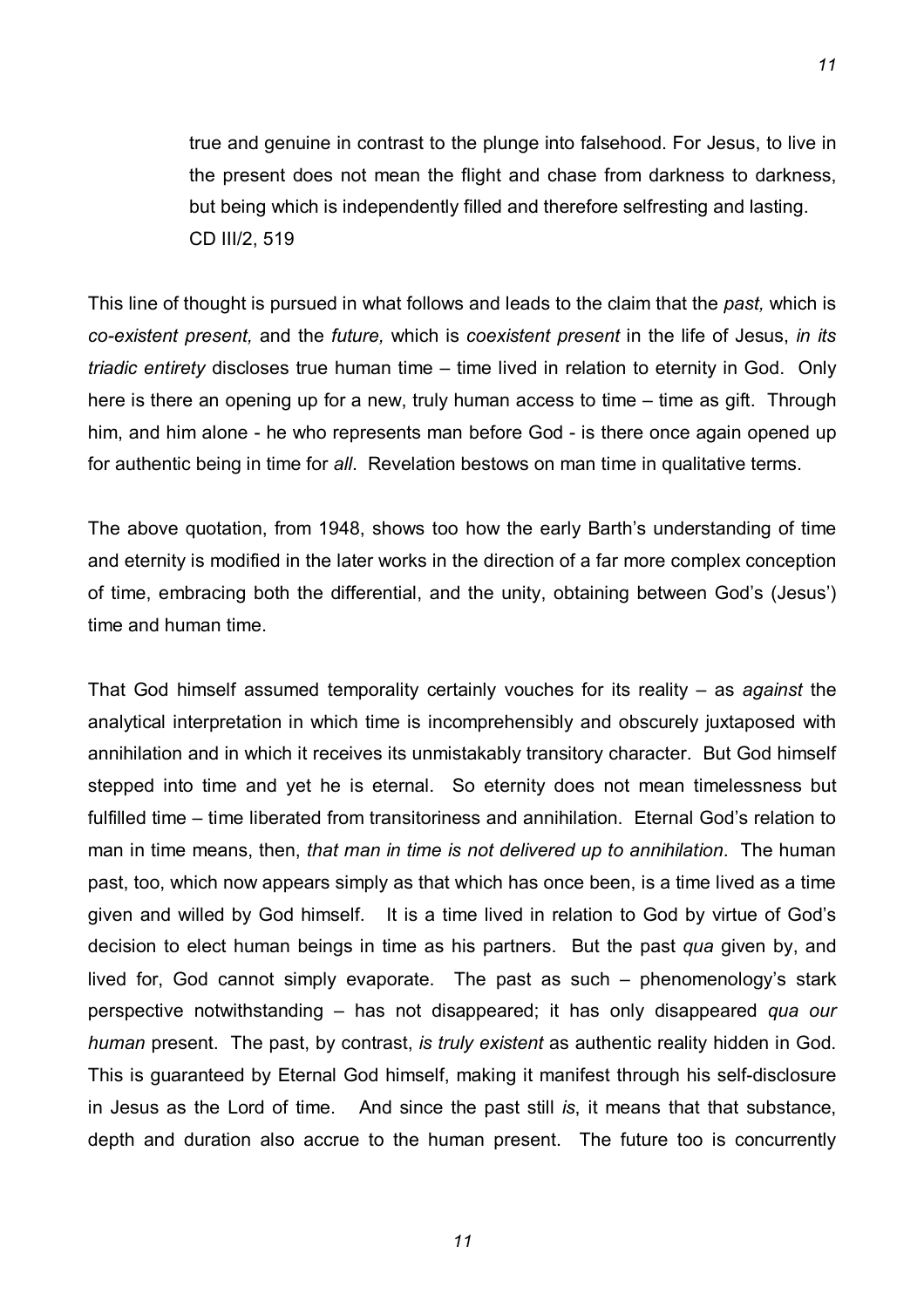> true and genuine in contrast to the plunge into falsehood. For Jesus, to live in the present does not mean the flight and chase from darkness to darkness, but being which is independently filled and therefore selfresting and lasting.
> CD III/2, 519

This line of thought is pursued in what follows and leads to the claim that the *past,* which is *co-existent present,* and the *future,* which is *coexistent present* in the life of Jesus, *in its triadic entirety* discloses true human time – time lived in relation to eternity in God. Only here is there an opening up for a new, truly human access to time – time as gift. Through him, and him alone - he who represents man before God - is there once again opened up for authentic being in time for *all*. Revelation bestows on man time in qualitative terms.

The above quotation, from 1948, shows too how the early Barth's understanding of time and eternity is modified in the later works in the direction of a far more complex conception of time, embracing both the differential, and the unity, obtaining between God's (Jesus') time and human time.

That God himself assumed temporality certainly vouches for its reality – as *against* the analytical interpretation in which time is incomprehensibly and obscurely juxtaposed with annihilation and in which it receives its unmistakably transitory character. But God himself stepped into time and yet he is eternal. So eternity does not mean timelessness but fulfilled time – time liberated from transitoriness and annihilation. Eternal God's relation to man in time means, then, *that man in time is not delivered up to annihilation*. The human past, too, which now appears simply as that which has once been, is a time lived as a time given and willed by God himself. It is a time lived in relation to God by virtue of God's decision to elect human beings in time as his partners. But the past *qua* given by, and lived for, God cannot simply evaporate. The past as such – phenomenology's stark perspective notwithstanding – has not disappeared; it has only disappeared *qua our human* present. The past, by contrast, *is truly existent* as authentic reality hidden in God. This is guaranteed by Eternal God himself, making it manifest through his self-disclosure in Jesus as the Lord of time. And since the past still *is*, it means that that substance, depth and duration also accrue to the human present. The future too is concurrently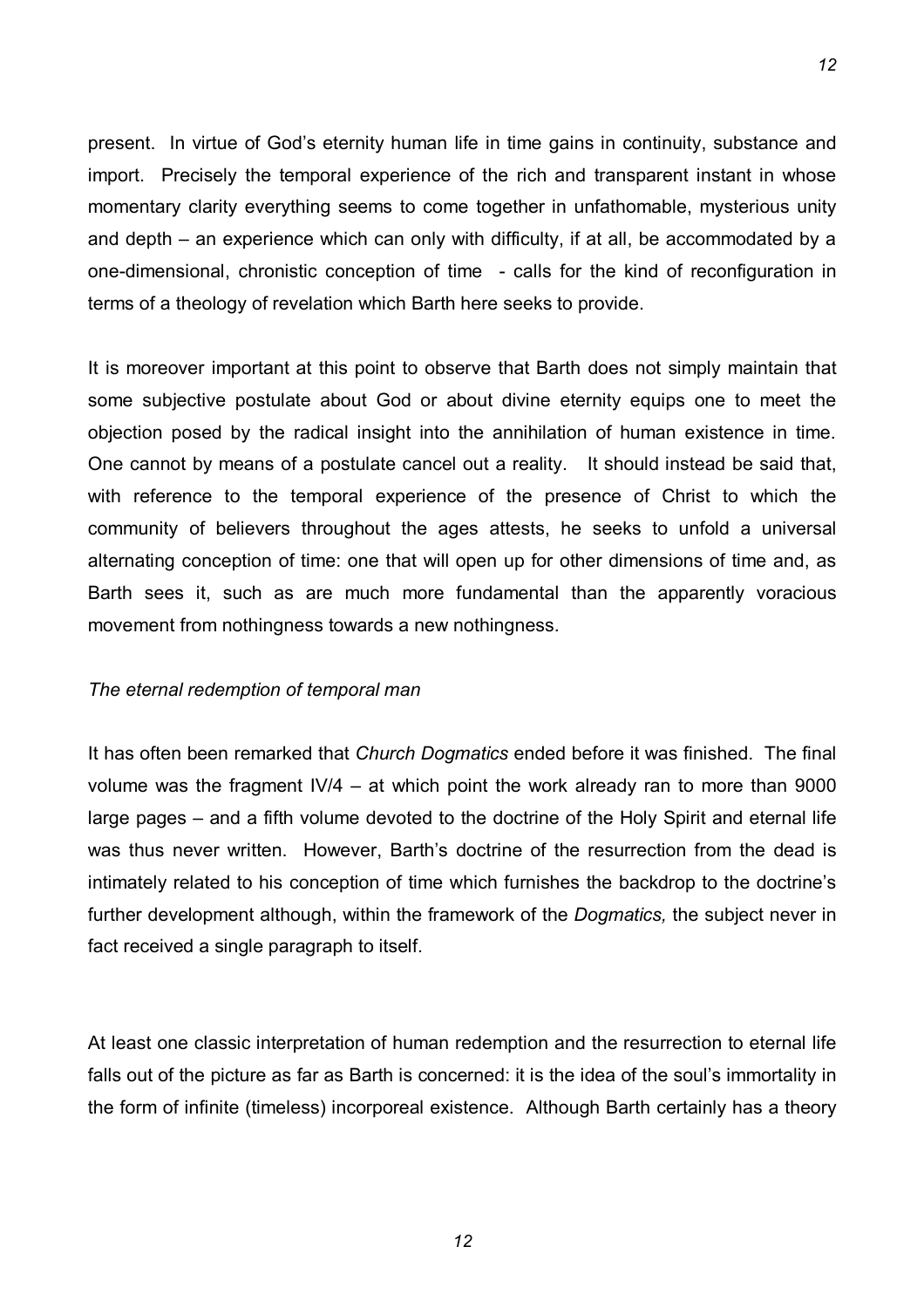present. In virtue of God's eternity human life in time gains in continuity, substance and import. Precisely the temporal experience of the rich and transparent instant in whose momentary clarity everything seems to come together in unfathomable, mysterious unity and depth – an experience which can only with difficulty, if at all, be accommodated by a one-dimensional, chronistic conception of time - calls for the kind of reconfiguration in terms of a theology of revelation which Barth here seeks to provide.

It is moreover important at this point to observe that Barth does not simply maintain that some subjective postulate about God or about divine eternity equips one to meet the objection posed by the radical insight into the annihilation of human existence in time. One cannot by means of a postulate cancel out a reality. It should instead be said that, with reference to the temporal experience of the presence of Christ to which the community of believers throughout the ages attests, he seeks to unfold a universal alternating conception of time: one that will open up for other dimensions of time and, as Barth sees it, such as are much more fundamental than the apparently voracious movement from nothingness towards a new nothingness.

*The eternal redemption of temporal man*

It has often been remarked that *Church Dogmatics* ended before it was finished. The final volume was the fragment IV/4 – at which point the work already ran to more than 9000 large pages – and a fifth volume devoted to the doctrine of the Holy Spirit and eternal life was thus never written. However, Barth's doctrine of the resurrection from the dead is intimately related to his conception of time which furnishes the backdrop to the doctrine's further development although, within the framework of the *Dogmatics,* the subject never in fact received a single paragraph to itself.

At least one classic interpretation of human redemption and the resurrection to eternal life falls out of the picture as far as Barth is concerned: it is the idea of the soul's immortality in the form of infinite (timeless) incorporeal existence. Although Barth certainly has a theory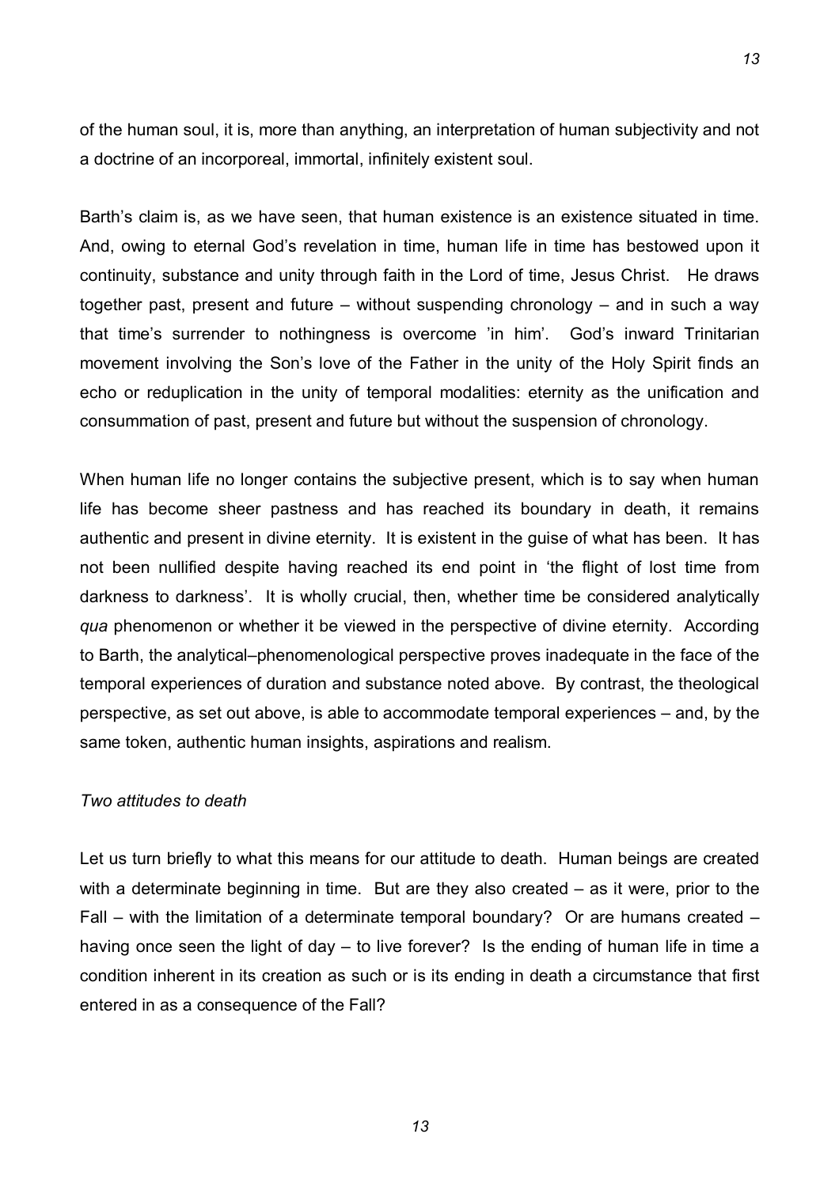of the human soul, it is, more than anything, an interpretation of human subjectivity and not a doctrine of an incorporeal, immortal, infinitely existent soul.

Barth's claim is, as we have seen, that human existence is an existence situated in time. And, owing to eternal God's revelation in time, human life in time has bestowed upon it continuity, substance and unity through faith in the Lord of time, Jesus Christ. He draws together past, present and future – without suspending chronology – and in such a way that time's surrender to nothingness is overcome 'in him'. God's inward Trinitarian movement involving the Son's love of the Father in the unity of the Holy Spirit finds an echo or reduplication in the unity of temporal modalities: eternity as the unification and consummation of past, present and future but without the suspension of chronology.

When human life no longer contains the subjective present, which is to say when human life has become sheer pastness and has reached its boundary in death, it remains authentic and present in divine eternity. It is existent in the guise of what has been. It has not been nullified despite having reached its end point in 'the flight of lost time from darkness to darkness'. It is wholly crucial, then, whether time be considered analytically *qua* phenomenon or whether it be viewed in the perspective of divine eternity. According to Barth, the analytical–phenomenological perspective proves inadequate in the face of the temporal experiences of duration and substance noted above. By contrast, the theological perspective, as set out above, is able to accommodate temporal experiences – and, by the same token, authentic human insights, aspirations and realism.

### *Two attitudes to death*

Let us turn briefly to what this means for our attitude to death. Human beings are created with a determinate beginning in time. But are they also created – as it were, prior to the Fall – with the limitation of a determinate temporal boundary? Or are humans created – having once seen the light of day – to live forever? Is the ending of human life in time a condition inherent in its creation as such or is its ending in death a circumstance that first entered in as a consequence of the Fall?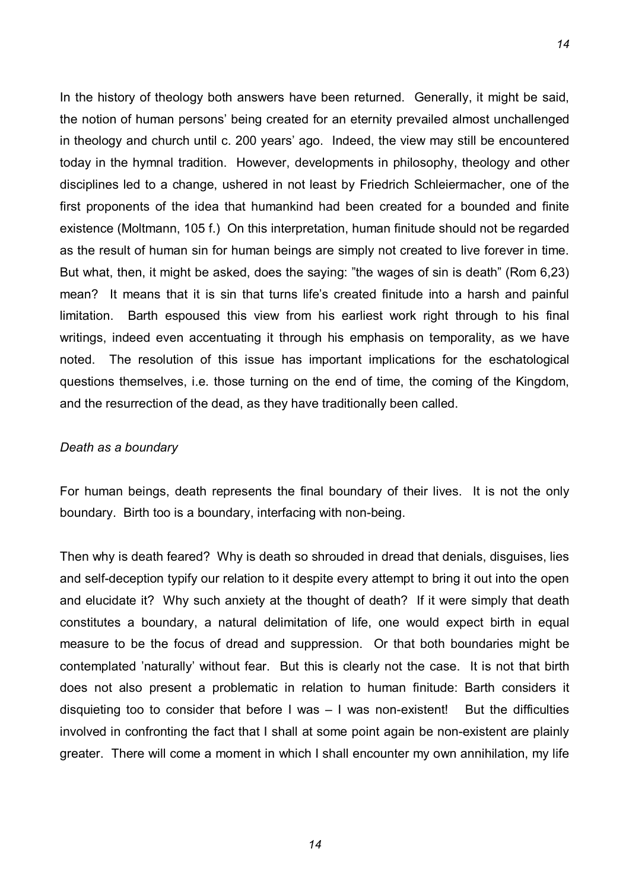In the history of theology both answers have been returned. Generally, it might be said, the notion of human persons' being created for an eternity prevailed almost unchallenged in theology and church until c. 200 years' ago. Indeed, the view may still be encountered today in the hymnal tradition. However, developments in philosophy, theology and other disciplines led to a change, ushered in not least by Friedrich Schleiermacher, one of the first proponents of the idea that humankind had been created for a bounded and finite existence (Moltmann, 105 f.) On this interpretation, human finitude should not be regarded as the result of human sin for human beings are simply not created to live forever in time. But what, then, it might be asked, does the saying: "the wages of sin is death" (Rom 6,23) mean? It means that it is sin that turns life's created finitude into a harsh and painful limitation. Barth espoused this view from his earliest work right through to his final writings, indeed even accentuating it through his emphasis on temporality, as we have noted. The resolution of this issue has important implications for the eschatological questions themselves, i.e. those turning on the end of time, the coming of the Kingdom, and the resurrection of the dead, as they have traditionally been called.

*Death as a boundary*

For human beings, death represents the final boundary of their lives. It is not the only boundary. Birth too is a boundary, interfacing with non-being.

Then why is death feared? Why is death so shrouded in dread that denials, disguises, lies and self-deception typify our relation to it despite every attempt to bring it out into the open and elucidate it? Why such anxiety at the thought of death? If it were simply that death constitutes a boundary, a natural delimitation of life, one would expect birth in equal measure to be the focus of dread and suppression. Or that both boundaries might be contemplated 'naturally' without fear. But this is clearly not the case. It is not that birth does not also present a problematic in relation to human finitude: Barth considers it disquieting too to consider that before I was – I was non-existent! But the difficulties involved in confronting the fact that I shall at some point again be non-existent are plainly greater. There will come a moment in which I shall encounter my own annihilation, my life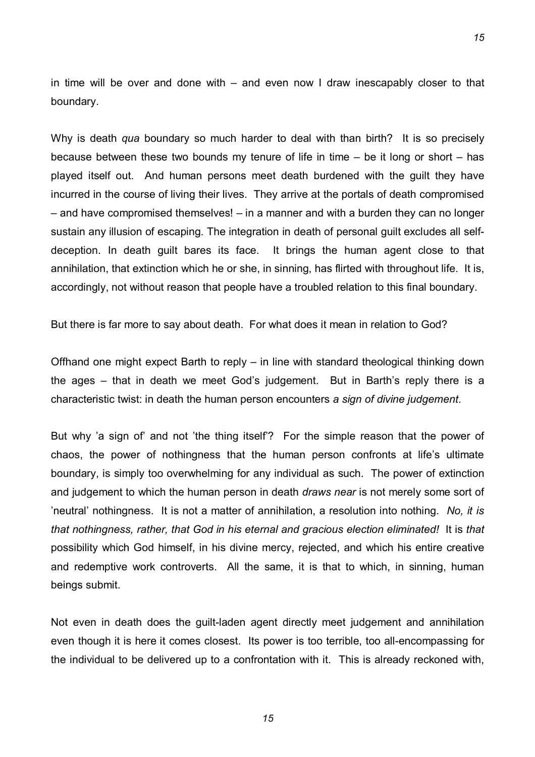in time will be over and done with – and even now I draw inescapably closer to that boundary.

Why is death *qua* boundary so much harder to deal with than birth? It is so precisely because between these two bounds my tenure of life in time – be it long or short – has played itself out. And human persons meet death burdened with the guilt they have incurred in the course of living their lives. They arrive at the portals of death compromised – and have compromised themselves! – in a manner and with a burden they can no longer sustain any illusion of escaping. The integration in death of personal guilt excludes all self-deception. In death guilt bares its face. It brings the human agent close to that annihilation, that extinction which he or she, in sinning, has flirted with throughout life. It is, accordingly, not without reason that people have a troubled relation to this final boundary.

But there is far more to say about death. For what does it mean in relation to God?

Offhand one might expect Barth to reply – in line with standard theological thinking down the ages – that in death we meet God's judgement. But in Barth's reply there is a characteristic twist: in death the human person encounters *a sign of divine judgement*.

But why 'a sign of' and not 'the thing itself'? For the simple reason that the power of chaos, the power of nothingness that the human person confronts at life's ultimate boundary, is simply too overwhelming for any individual as such. The power of extinction and judgement to which the human person in death *draws near* is not merely some sort of 'neutral' nothingness. It is not a matter of annihilation, a resolution into nothing. *No, it is that nothingness, rather, that God in his eternal and gracious election eliminated!* It is *that* possibility which God himself, in his divine mercy, rejected, and which his entire creative and redemptive work controverts. All the same, it is that to which, in sinning, human beings submit.

Not even in death does the guilt-laden agent directly meet judgement and annihilation even though it is here it comes closest. Its power is too terrible, too all-encompassing for the individual to be delivered up to a confrontation with it. This is already reckoned with,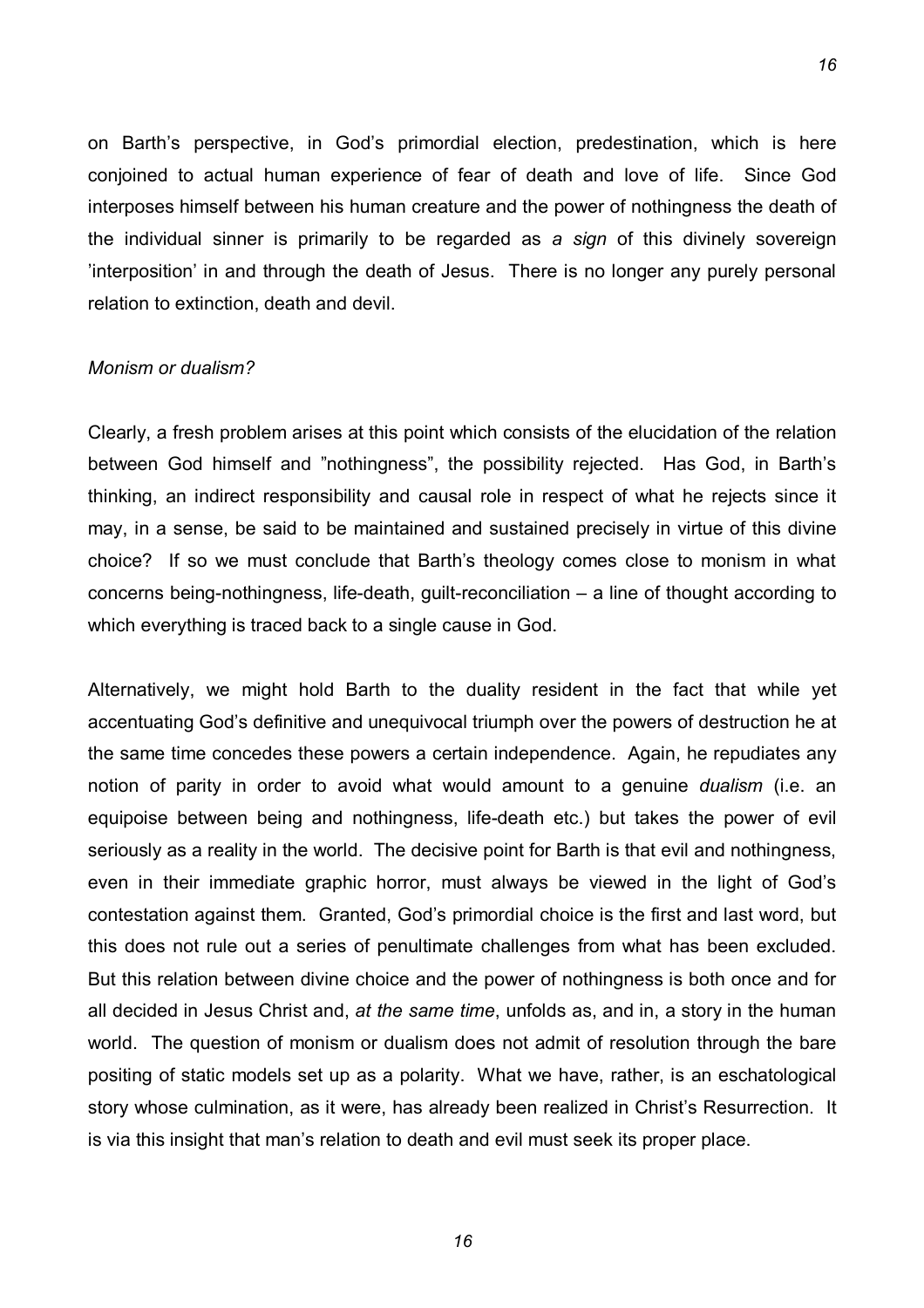on Barth's perspective, in God's primordial election, predestination, which is here conjoined to actual human experience of fear of death and love of life. Since God interposes himself between his human creature and the power of nothingness the death of the individual sinner is primarily to be regarded as *a sign* of this divinely sovereign 'interposition' in and through the death of Jesus. There is no longer any purely personal relation to extinction, death and devil.

*Monism or dualism?*

Clearly, a fresh problem arises at this point which consists of the elucidation of the relation between God himself and "nothingness", the possibility rejected. Has God, in Barth's thinking, an indirect responsibility and causal role in respect of what he rejects since it may, in a sense, be said to be maintained and sustained precisely in virtue of this divine choice? If so we must conclude that Barth's theology comes close to monism in what concerns being-nothingness, life-death, guilt-reconciliation – a line of thought according to which everything is traced back to a single cause in God.

Alternatively, we might hold Barth to the duality resident in the fact that while yet accentuating God's definitive and unequivocal triumph over the powers of destruction he at the same time concedes these powers a certain independence. Again, he repudiates any notion of parity in order to avoid what would amount to a genuine *dualism* (i.e. an equipoise between being and nothingness, life-death etc.) but takes the power of evil seriously as a reality in the world. The decisive point for Barth is that evil and nothingness, even in their immediate graphic horror, must always be viewed in the light of God's contestation against them. Granted, God's primordial choice is the first and last word, but this does not rule out a series of penultimate challenges from what has been excluded. But this relation between divine choice and the power of nothingness is both once and for all decided in Jesus Christ and, *at the same time*, unfolds as, and in, a story in the human world. The question of monism or dualism does not admit of resolution through the bare positing of static models set up as a polarity. What we have, rather, is an eschatological story whose culmination, as it were, has already been realized in Christ's Resurrection. It is via this insight that man's relation to death and evil must seek its proper place.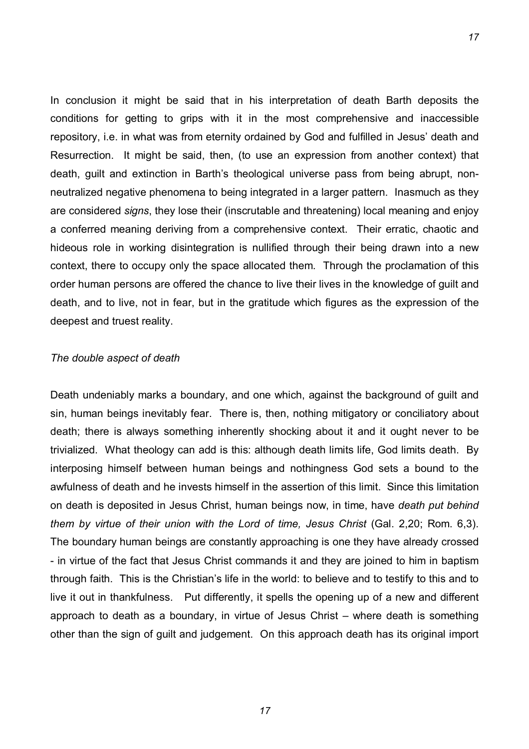In conclusion it might be said that in his interpretation of death Barth deposits the conditions for getting to grips with it in the most comprehensive and inaccessible repository, i.e. in what was from eternity ordained by God and fulfilled in Jesus' death and Resurrection. It might be said, then, (to use an expression from another context) that death, guilt and extinction in Barth's theological universe pass from being abrupt, non-neutralized negative phenomena to being integrated in a larger pattern. Inasmuch as they are considered *signs*, they lose their (inscrutable and threatening) local meaning and enjoy a conferred meaning deriving from a comprehensive context. Their erratic, chaotic and hideous role in working disintegration is nullified through their being drawn into a new context, there to occupy only the space allocated them. Through the proclamation of this order human persons are offered the chance to live their lives in the knowledge of guilt and death, and to live, not in fear, but in the gratitude which figures as the expression of the deepest and truest reality.

### *The double aspect of death*

Death undeniably marks a boundary, and one which, against the background of guilt and sin, human beings inevitably fear. There is, then, nothing mitigatory or conciliatory about death; there is always something inherently shocking about it and it ought never to be trivialized. What theology can add is this: although death limits life, God limits death. By interposing himself between human beings and nothingness God sets a bound to the awfulness of death and he invests himself in the assertion of this limit. Since this limitation on death is deposited in Jesus Christ, human beings now, in time, have *death put behind them by virtue of their union with the Lord of time, Jesus Christ* (Gal. 2,20; Rom. 6,3). The boundary human beings are constantly approaching is one they have already crossed - in virtue of the fact that Jesus Christ commands it and they are joined to him in baptism through faith. This is the Christian's life in the world: to believe and to testify to this and to live it out in thankfulness. Put differently, it spells the opening up of a new and different approach to death as a boundary, in virtue of Jesus Christ – where death is something other than the sign of guilt and judgement. On this approach death has its original import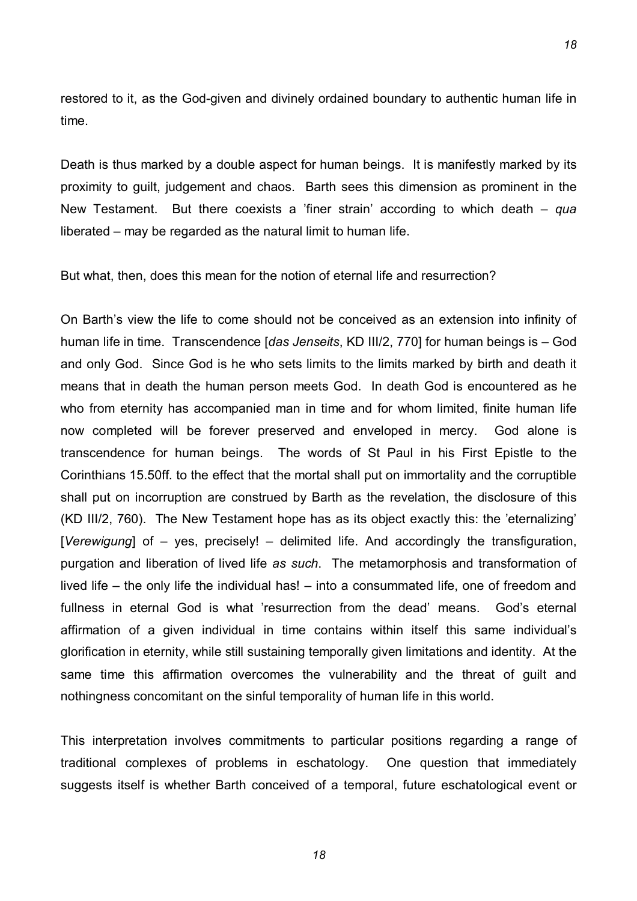restored to it, as the God-given and divinely ordained boundary to authentic human life in time.

Death is thus marked by a double aspect for human beings. It is manifestly marked by its proximity to guilt, judgement and chaos. Barth sees this dimension as prominent in the New Testament. But there coexists a 'finer strain' according to which death – *qua* liberated – may be regarded as the natural limit to human life.

But what, then, does this mean for the notion of eternal life and resurrection?

On Barth's view the life to come should not be conceived as an extension into infinity of human life in time. Transcendence [*das Jenseits*, KD III/2, 770] for human beings is – God and only God. Since God is he who sets limits to the limits marked by birth and death it means that in death the human person meets God. In death God is encountered as he who from eternity has accompanied man in time and for whom limited, finite human life now completed will be forever preserved and enveloped in mercy. God alone is transcendence for human beings. The words of St Paul in his First Epistle to the Corinthians 15.50ff. to the effect that the mortal shall put on immortality and the corruptible shall put on incorruption are construed by Barth as the revelation, the disclosure of this (KD III/2, 760). The New Testament hope has as its object exactly this: the 'eternalizing' [*Verewigung*] of – yes, precisely! – delimited life. And accordingly the transfiguration, purgation and liberation of lived life *as such*. The metamorphosis and transformation of lived life – the only life the individual has! – into a consummated life, one of freedom and fullness in eternal God is what 'resurrection from the dead' means. God's eternal affirmation of a given individual in time contains within itself this same individual's glorification in eternity, while still sustaining temporally given limitations and identity. At the same time this affirmation overcomes the vulnerability and the threat of guilt and nothingness concomitant on the sinful temporality of human life in this world.

This interpretation involves commitments to particular positions regarding a range of traditional complexes of problems in eschatology. One question that immediately suggests itself is whether Barth conceived of a temporal, future eschatological event or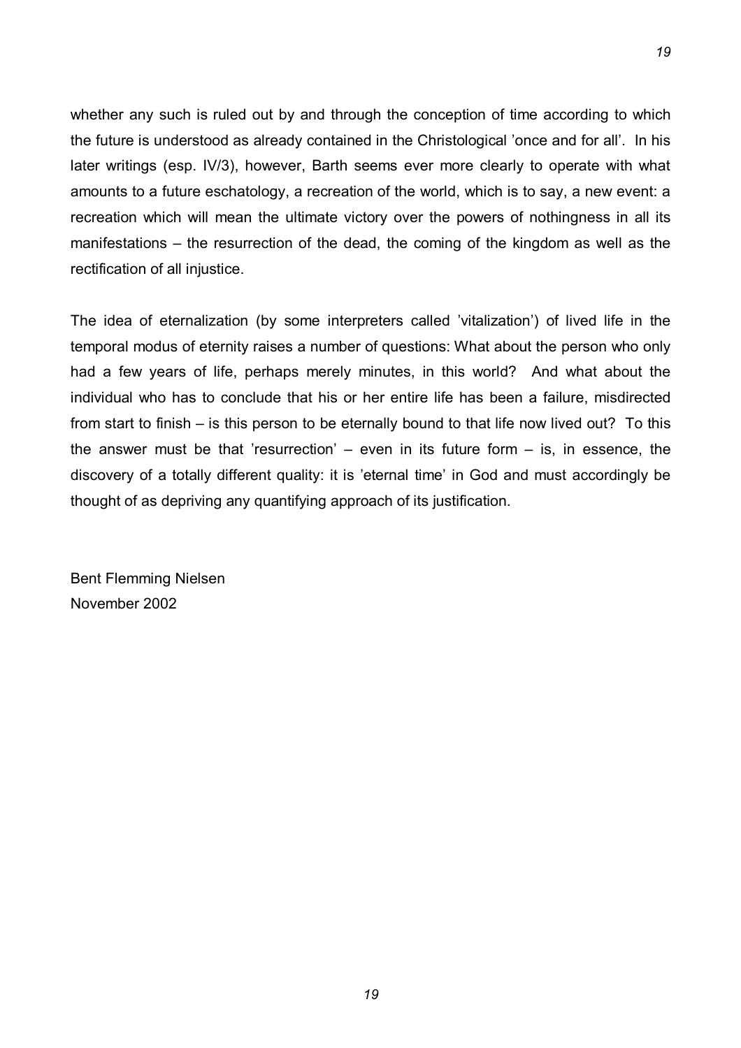whether any such is ruled out by and through the conception of time according to which the future is understood as already contained in the Christological 'once and for all'. In his later writings (esp. IV/3), however, Barth seems ever more clearly to operate with what amounts to a future eschatology, a recreation of the world, which is to say, a new event: a recreation which will mean the ultimate victory over the powers of nothingness in all its manifestations – the resurrection of the dead, the coming of the kingdom as well as the rectification of all injustice.

The idea of eternalization (by some interpreters called 'vitalization') of lived life in the temporal modus of eternity raises a number of questions: What about the person who only had a few years of life, perhaps merely minutes, in this world? And what about the individual who has to conclude that his or her entire life has been a failure, misdirected from start to finish – is this person to be eternally bound to that life now lived out? To this the answer must be that 'resurrection' – even in its future form – is, in essence, the discovery of a totally different quality: it is 'eternal time' in God and must accordingly be thought of as depriving any quantifying approach of its justification.

Bent Flemming Nielsen
November 2002